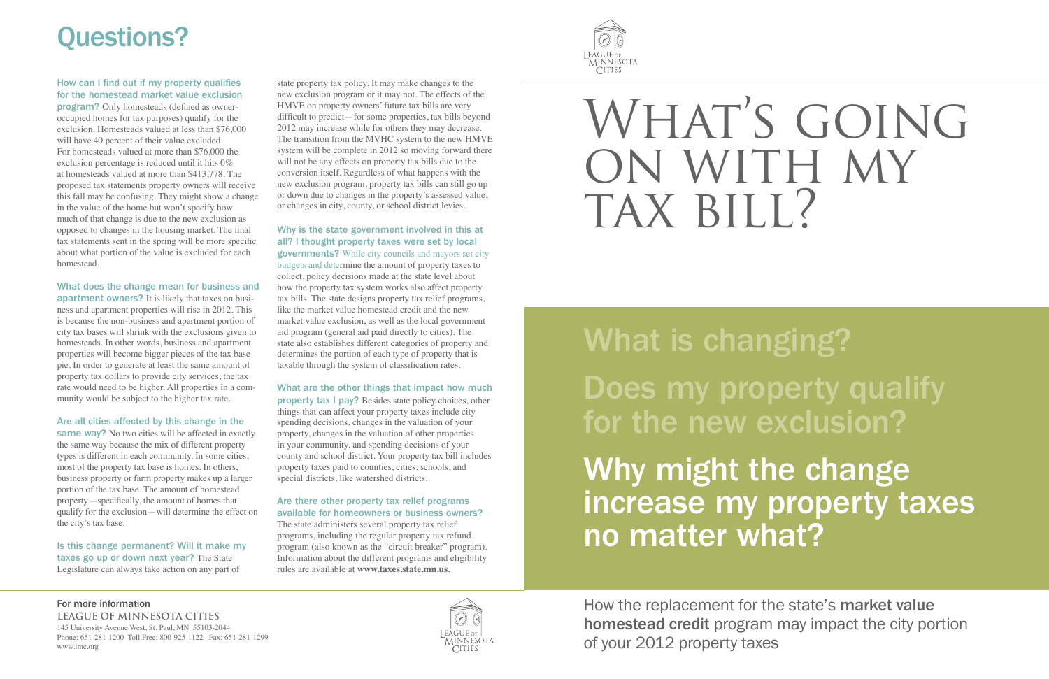# Questions?

**How can I find out if my property qualifies for the homestead market value exclusion program?** Only homesteads (defined as owner-occupied homes for tax purposes) qualify for the exclusion. Homesteads valued at less than $76,000 will have 40 percent of their value excluded. For homesteads valued at more than $76,000 the exclusion percentage is reduced until it hits 0% at homesteads valued at more than $413,778. The proposed tax statements property owners will receive this fall may be confusing. They might show a change in the value of the home but won't specify how much of that change is due to the new exclusion as opposed to changes in the housing market. The final tax statements sent in the spring will be more specific about what portion of the value is excluded for each homestead.

**What does the change mean for business and apartment owners?** It is likely that taxes on business and apartment properties will rise in 2012. This is because the non-business and apartment portion of city tax bases will shrink with the exclusions given to homesteads. In other words, business and apartment properties will become bigger pieces of the tax base pie. In order to generate at least the same amount of property tax dollars to provide city services, the tax rate would need to be higher. All properties in a community would be subject to the higher tax rate.

**Are all cities affected by this change in the same way?** No two cities will be affected in exactly the same way because the mix of different property types is different in each community. In some cities, most of the property tax base is homes. In others, business property or farm property makes up a larger portion of the tax base. The amount of homestead property—specifically, the amount of homes that qualify for the exclusion—will determine the effect on the city's tax base.

**Is this change permanent? Will it make my taxes go up or down next year?** The State Legislature can always take action on any part of state property tax policy. It may make changes to the new exclusion program or it may not. The effects of the HMVE on property owners' future tax bills are very difficult to predict—for some properties, tax bills beyond 2012 may increase while for others they may decrease. The transition from the MVHC system to the new HMVE system will be complete in 2012 so moving forward there will not be any effects on property tax bills due to the conversion itself. Regardless of what happens with the new exclusion program, property tax bills can still go up or down due to changes in the property's assessed value, or changes in city, county, or school district levies.

**Why is the state government involved in this at all? I thought property taxes were set by local governments?** While city councils and mayors set city budgets and determine the amount of property taxes to collect, policy decisions made at the state level about how the property tax system works also affect property tax bills. The state designs property tax relief programs, like the market value homestead credit and the new market value exclusion, as well as the local government aid program (general aid paid directly to cities). The state also establishes different categories of property and determines the portion of each type of property that is taxable through the system of classification rates.

**What are the other things that impact how much property tax I pay?** Besides state policy choices, other things that can affect your property taxes include city spending decisions, changes in the valuation of your property, changes in the valuation of other properties in your community, and spending decisions of your county and school district. Your property tax bill includes property taxes paid to counties, cities, schools, and special districts, like watershed districts.

**Are there other property tax relief programs available for homeowners or business owners?** The state administers several property tax relief programs, including the regular property tax refund program (also known as the "circuit breaker" program). Information about the different programs and eligibility rules are available at **www.taxes.state.mn.us.**

**For more information**
**LEAGUE OF MINNESOTA CITIES**
145 University Avenue West, St. Paul, MN 55103-2044
Phone: 651-281-1200 Toll Free: 800-925-1122 Fax: 651-281-1299
www.lmc.org

League of Minnesota Cities

# What's going on with my tax bill?

## What is changing?

## Does my property qualify for the new exclusion?

## Why might the change increase my property taxes no matter what?

How the replacement for the state's **market value homestead credit** program may impact the city portion of your 2012 property taxes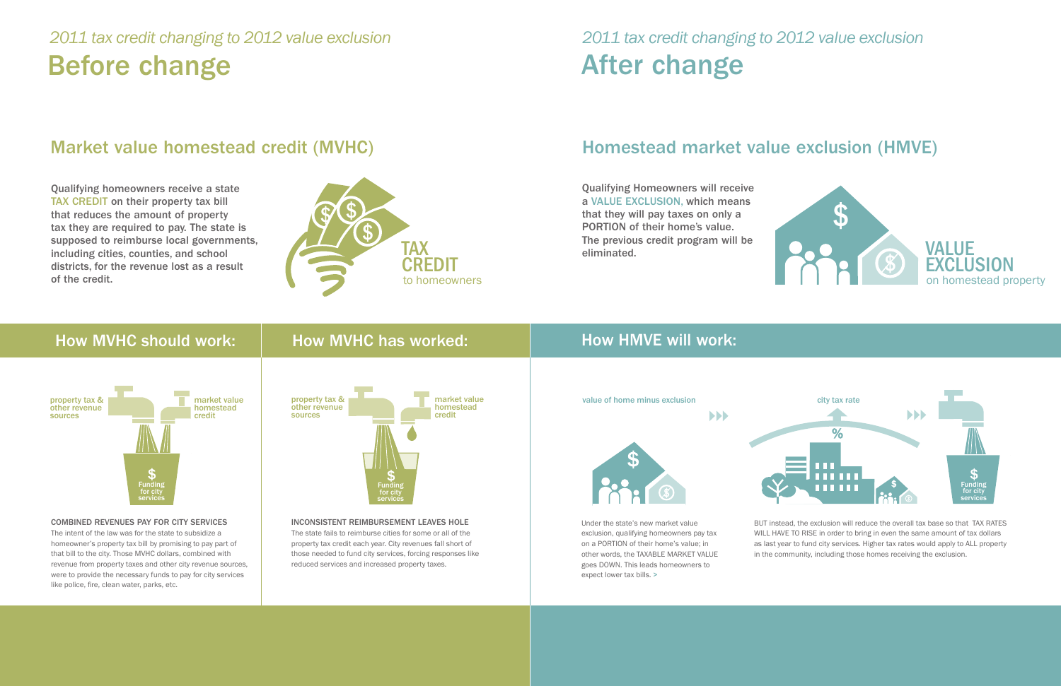*2011 tax credit changing to 2012 value exclusion*

# Before change

## Market value homestead credit (MVHC)

Qualifying homeowners receive a state TAX CREDIT on their property tax bill that reduces the amount of property tax they are required to pay. The state is supposed to reimburse local governments, including cities, counties, and school districts, for the revenue lost as a result of the credit.

TAX CREDIT
to homeowners

### How MVHC should work:

property tax & other revenue sources

market value homestead credit

$ Funding for city services

**COMBINED REVENUES PAY FOR CITY SERVICES**

The intent of the law was for the state to subsidize a homeowner's property tax bill by promising to pay part of that bill to the city. Those MVHC dollars, combined with revenue from property taxes and other city revenue sources, were to provide the necessary funds to pay for city services like police, fire, clean water, parks, etc.

### How MVHC has worked:

property tax & other revenue sources

market value homestead credit

$ Funding for city services

**INCONSISTENT REIMBURSEMENT LEAVES HOLE**

The state fails to reimburse cities for some or all of the property tax credit each year. City revenues fall short of those needed to fund city services, forcing responses like reduced services and increased property taxes.

*2011 tax credit changing to 2012 value exclusion*

# After change

## Homestead market value exclusion (HMVE)

Qualifying Homeowners will receive a VALUE EXCLUSION, which means that they will pay taxes on only a PORTION of their home's value. The previous credit program will be eliminated.

VALUE EXCLUSION
on homestead property

### How HMVE will work:

value of home minus exclusion

city tax rate

%

$ Funding for city services

Under the state's new market value exclusion, qualifying homeowners pay tax on a PORTION of their home's value; in other words, the TAXABLE MARKET VALUE goes DOWN. This leads homeowners to expect lower tax bills. >

BUT instead, the exclusion will reduce the overall tax base so that TAX RATES WILL HAVE TO RISE in order to bring in even the same amount of tax dollars as last year to fund city services. Higher tax rates would apply to ALL property in the community, including those homes receiving the exclusion.